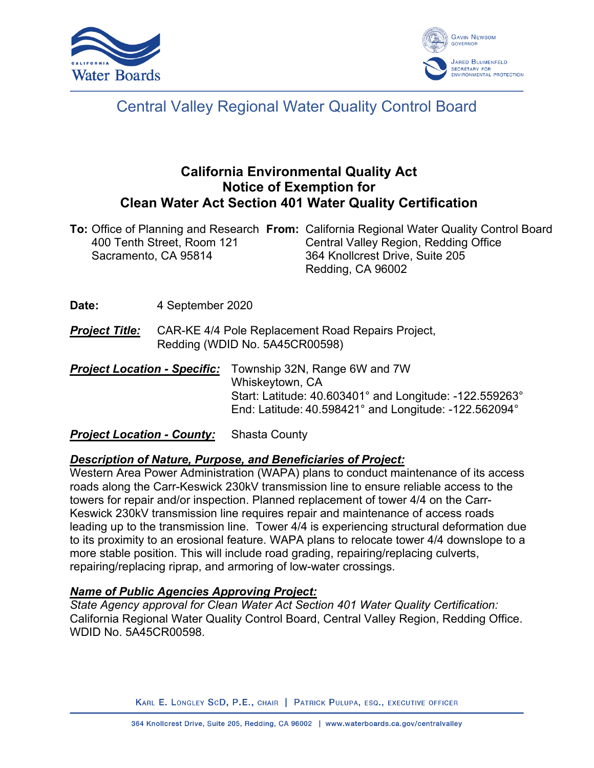# Central Valley Regional Water Quality Control Board

## California Environmental Quality Act
## Notice of Exemption for
## Clean Water Act Section 401 Water Quality Certification

**To:** Office of Planning and Research
400 Tenth Street, Room 121
Sacramento, CA 95814

**From:** California Regional Water Quality Control Board
Central Valley Region, Redding Office
364 Knollcrest Drive, Suite 205
Redding, CA 96002

**Date:** 4 September 2020

***Project Title:*** CAR-KE 4/4 Pole Replacement Road Repairs Project, Redding (WDID No. 5A45CR00598)

***Project Location - Specific:*** Township 32N, Range 6W and 7W
Whiskeytown, CA
Start: Latitude: 40.603401° and Longitude: -122.559263°
End: Latitude: 40.598421° and Longitude: -122.562094°

***Project Location - County:*** Shasta County

***Description of Nature, Purpose, and Beneficiaries of Project:***
Western Area Power Administration (WAPA) plans to conduct maintenance of its access roads along the Carr-Keswick 230kV transmission line to ensure reliable access to the towers for repair and/or inspection. Planned replacement of tower 4/4 on the Carr-Keswick 230kV transmission line requires repair and maintenance of access roads leading up to the transmission line. Tower 4/4 is experiencing structural deformation due to its proximity to an erosional feature. WAPA plans to relocate tower 4/4 downslope to a more stable position. This will include road grading, repairing/replacing culverts, repairing/replacing riprap, and armoring of low-water crossings.

***Name of Public Agencies Approving Project:***
*State Agency approval for Clean Water Act Section 401 Water Quality Certification:*
California Regional Water Quality Control Board, Central Valley Region, Redding Office. WDID No. 5A45CR00598.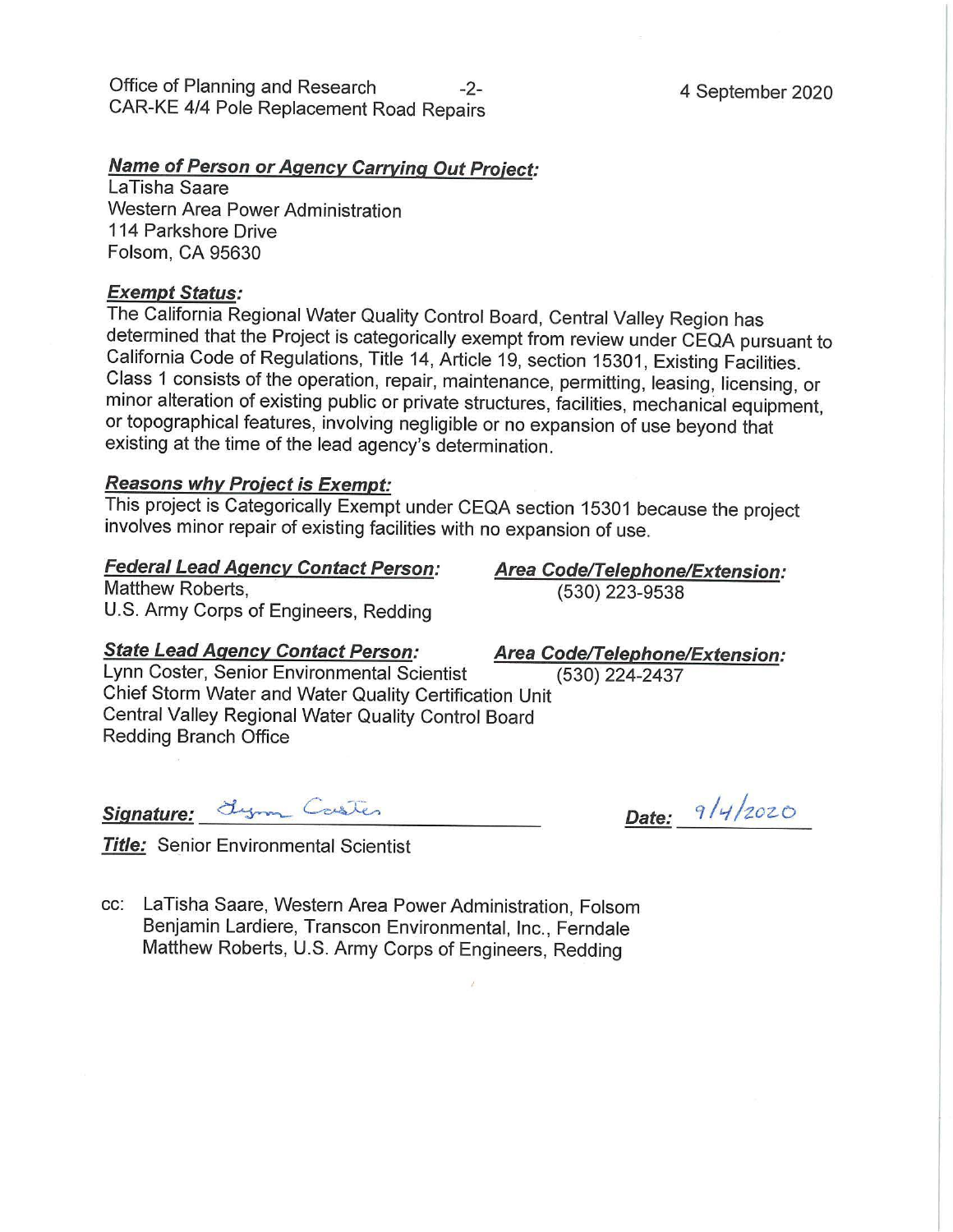***Name of Person or Agency Carrying Out Project:***
LaTisha Saare
Western Area Power Administration
114 Parkshore Drive
Folsom, CA 95630

***Exempt Status:***
The California Regional Water Quality Control Board, Central Valley Region has determined that the Project is categorically exempt from review under CEQA pursuant to California Code of Regulations, Title 14, Article 19, section 15301, Existing Facilities. Class 1 consists of the operation, repair, maintenance, permitting, leasing, licensing, or minor alteration of existing public or private structures, facilities, mechanical equipment, or topographical features, involving negligible or no expansion of use beyond that existing at the time of the lead agency's determination.

***Reasons why Project is Exempt:***
This project is Categorically Exempt under CEQA section 15301 because the project involves minor repair of existing facilities with no expansion of use.

***Federal Lead Agency Contact Person:***
Matthew Roberts,
U.S. Army Corps of Engineers, Redding

***Area Code/Telephone/Extension:***
(530) 223-9538

***State Lead Agency Contact Person:***
Lynn Coster, Senior Environmental Scientist
Chief Storm Water and Water Quality Certification Unit
Central Valley Regional Water Quality Control Board
Redding Branch Office

***Area Code/Telephone/Extension:***
(530) 224-2437

***Signature:*** Lynn Coster

***Date:*** 9/4/2020

***Title:*** Senior Environmental Scientist

cc: LaTisha Saare, Western Area Power Administration, Folsom
Benjamin Lardiere, Transcon Environmental, Inc., Ferndale
Matthew Roberts, U.S. Army Corps of Engineers, Redding